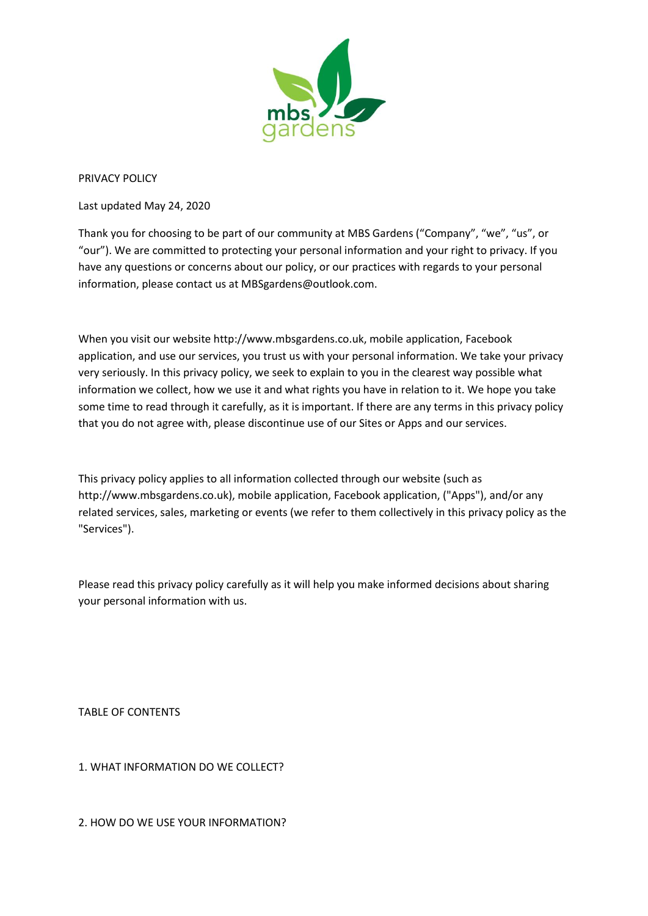# PRIVACY POLICY

Last updated May 24, 2020

Thank you for choosing to be part of our community at MBS Gardens ("Company", "we", "us", or "our"). We are committed to protecting your personal information and your right to privacy. If you have any questions or concerns about our policy, or our practices with regards to your personal information, please contact us at MBSgardens@outlook.com.

When you visit our website http://www.mbsgardens.co.uk, mobile application, Facebook application, and use our services, you trust us with your personal information. We take your privacy very seriously. In this privacy policy, we seek to explain to you in the clearest way possible what information we collect, how we use it and what rights you have in relation to it. We hope you take some time to read through it carefully, as it is important. If there are any terms in this privacy policy that you do not agree with, please discontinue use of our Sites or Apps and our services.

This privacy policy applies to all information collected through our website (such as http://www.mbsgardens.co.uk), mobile application, Facebook application, ("Apps"), and/or any related services, sales, marketing or events (we refer to them collectively in this privacy policy as the "Services").

Please read this privacy policy carefully as it will help you make informed decisions about sharing your personal information with us.

## TABLE OF CONTENTS

1. WHAT INFORMATION DO WE COLLECT?

2. HOW DO WE USE YOUR INFORMATION?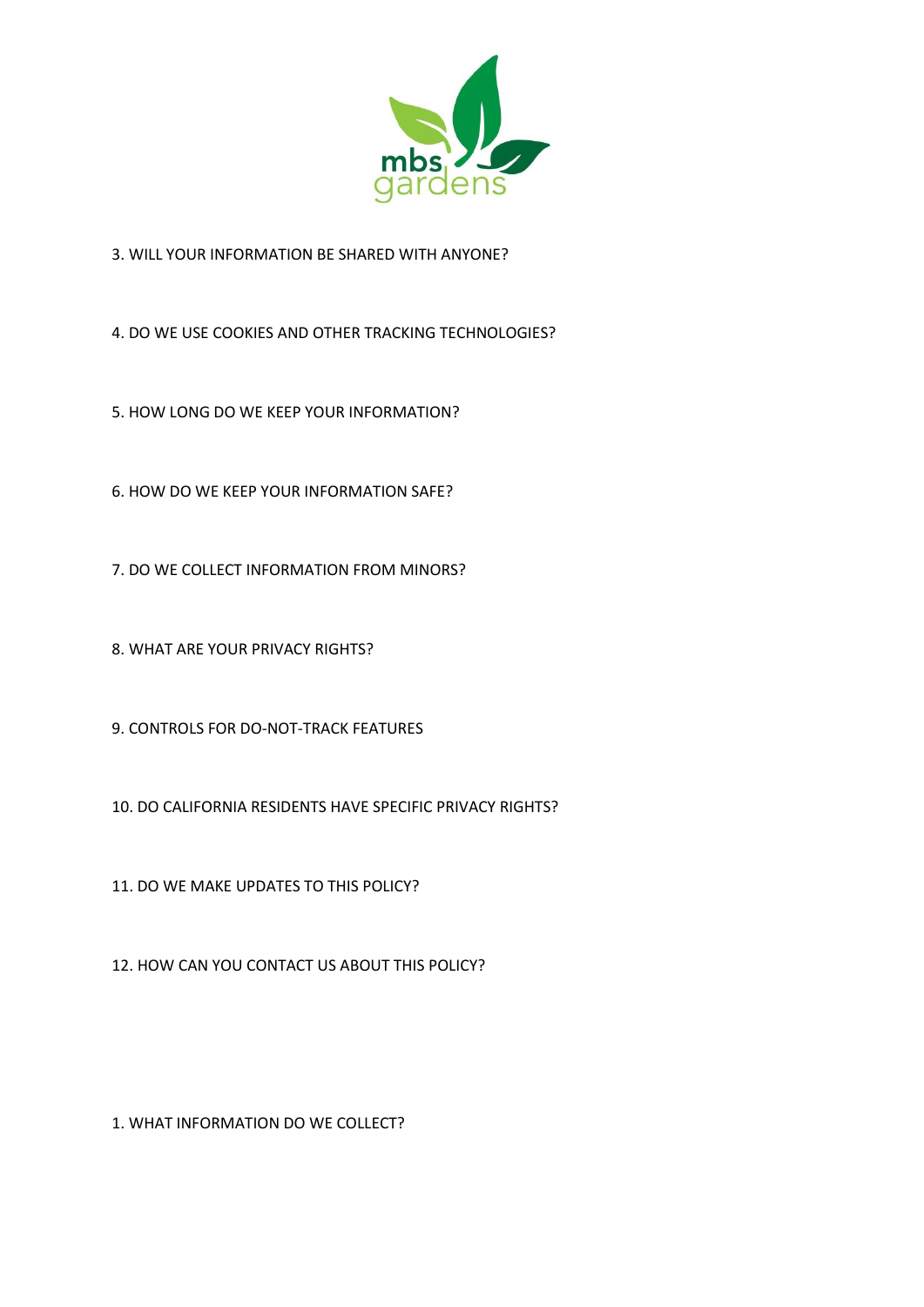3. WILL YOUR INFORMATION BE SHARED WITH ANYONE?

4. DO WE USE COOKIES AND OTHER TRACKING TECHNOLOGIES?

5. HOW LONG DO WE KEEP YOUR INFORMATION?

6. HOW DO WE KEEP YOUR INFORMATION SAFE?

7. DO WE COLLECT INFORMATION FROM MINORS?

8. WHAT ARE YOUR PRIVACY RIGHTS?

9. CONTROLS FOR DO-NOT-TRACK FEATURES

10. DO CALIFORNIA RESIDENTS HAVE SPECIFIC PRIVACY RIGHTS?

11. DO WE MAKE UPDATES TO THIS POLICY?

12. HOW CAN YOU CONTACT US ABOUT THIS POLICY?

## 1. WHAT INFORMATION DO WE COLLECT?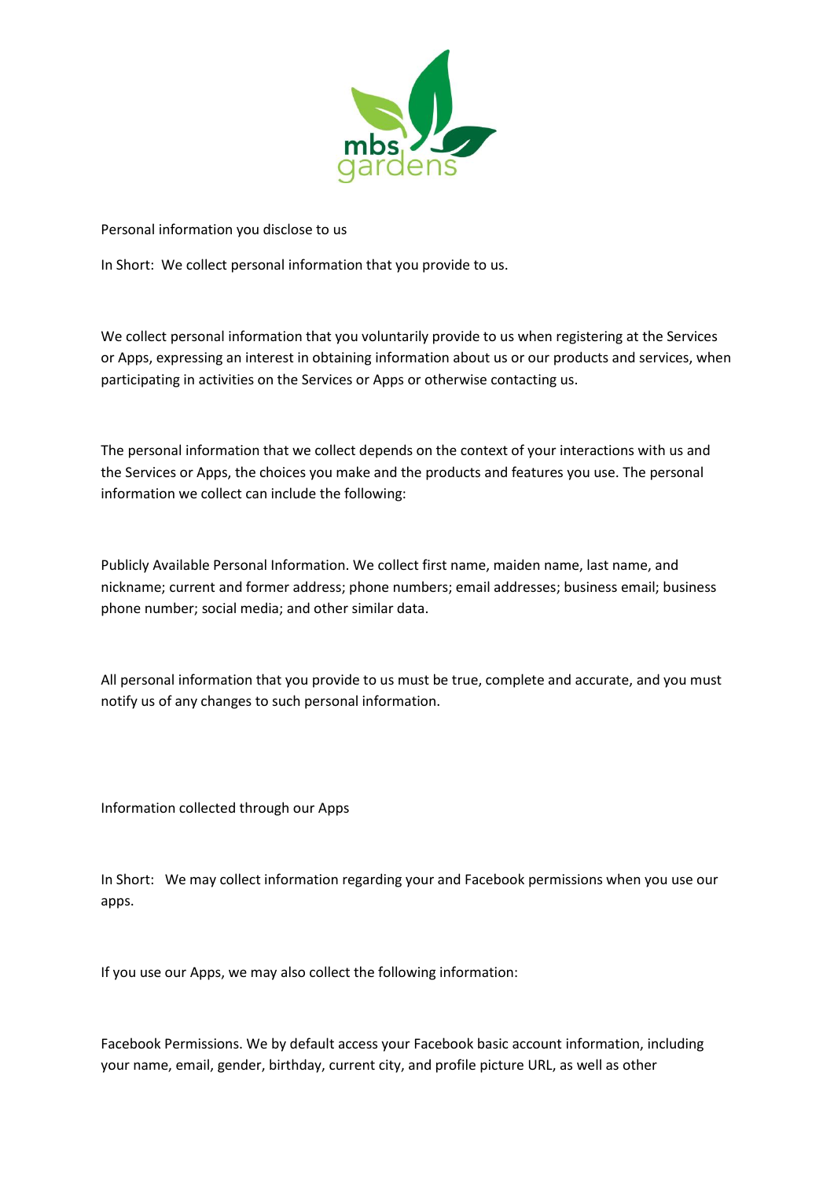Personal information you disclose to us

In Short: We collect personal information that you provide to us.

We collect personal information that you voluntarily provide to us when registering at the Services or Apps, expressing an interest in obtaining information about us or our products and services, when participating in activities on the Services or Apps or otherwise contacting us.

The personal information that we collect depends on the context of your interactions with us and the Services or Apps, the choices you make and the products and features you use. The personal information we collect can include the following:

Publicly Available Personal Information. We collect first name, maiden name, last name, and nickname; current and former address; phone numbers; email addresses; business email; business phone number; social media; and other similar data.

All personal information that you provide to us must be true, complete and accurate, and you must notify us of any changes to such personal information.

Information collected through our Apps

In Short: We may collect information regarding your and Facebook permissions when you use our apps.

If you use our Apps, we may also collect the following information:

Facebook Permissions. We by default access your Facebook basic account information, including your name, email, gender, birthday, current city, and profile picture URL, as well as other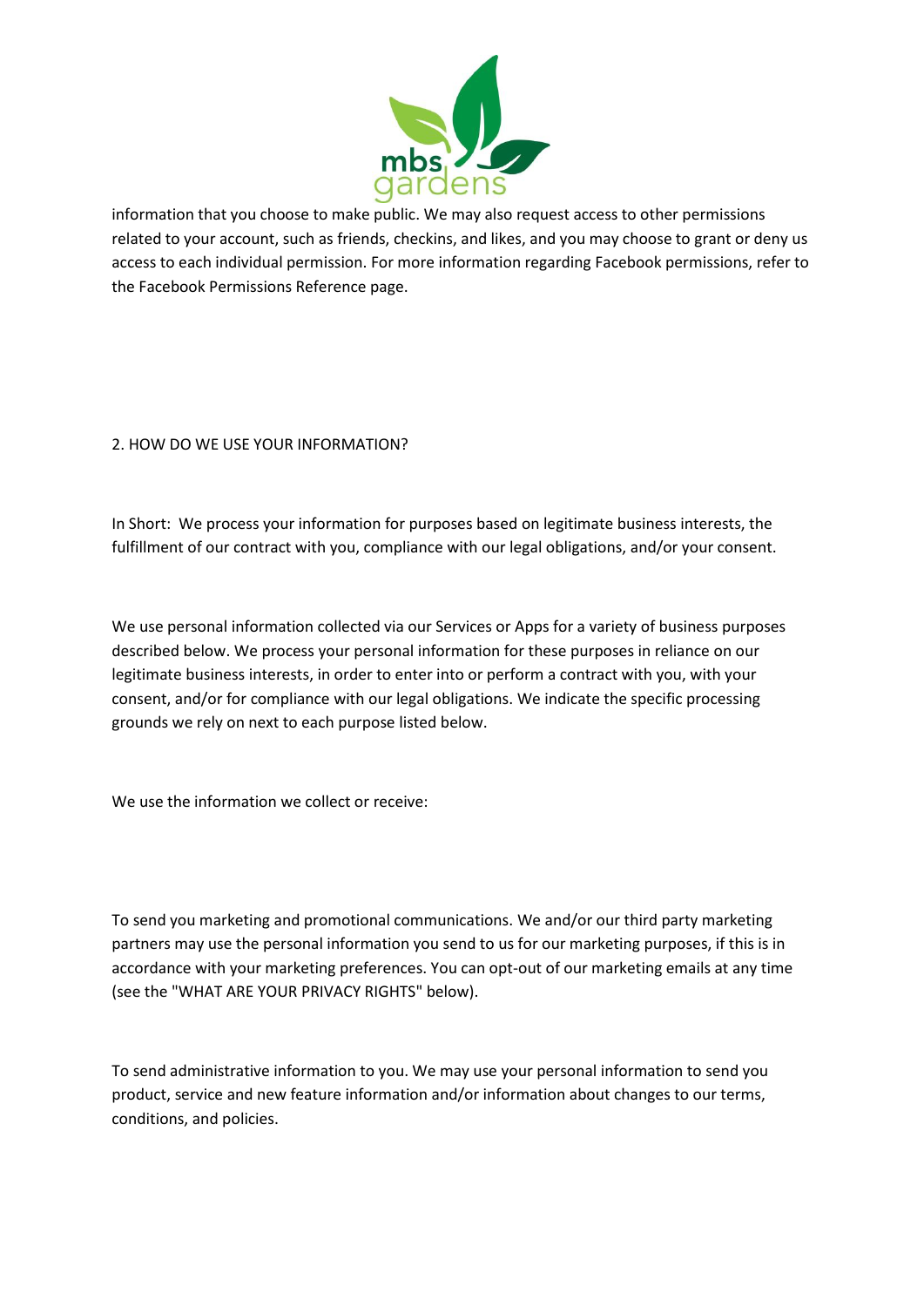information that you choose to make public. We may also request access to other permissions related to your account, such as friends, checkins, and likes, and you may choose to grant or deny us access to each individual permission. For more information regarding Facebook permissions, refer to the Facebook Permissions Reference page.

## 2. HOW DO WE USE YOUR INFORMATION?

In Short: We process your information for purposes based on legitimate business interests, the fulfillment of our contract with you, compliance with our legal obligations, and/or your consent.

We use personal information collected via our Services or Apps for a variety of business purposes described below. We process your personal information for these purposes in reliance on our legitimate business interests, in order to enter into or perform a contract with you, with your consent, and/or for compliance with our legal obligations. We indicate the specific processing grounds we rely on next to each purpose listed below.

We use the information we collect or receive:

To send you marketing and promotional communications. We and/or our third party marketing partners may use the personal information you send to us for our marketing purposes, if this is in accordance with your marketing preferences. You can opt-out of our marketing emails at any time (see the "WHAT ARE YOUR PRIVACY RIGHTS" below).

To send administrative information to you. We may use your personal information to send you product, service and new feature information and/or information about changes to our terms, conditions, and policies.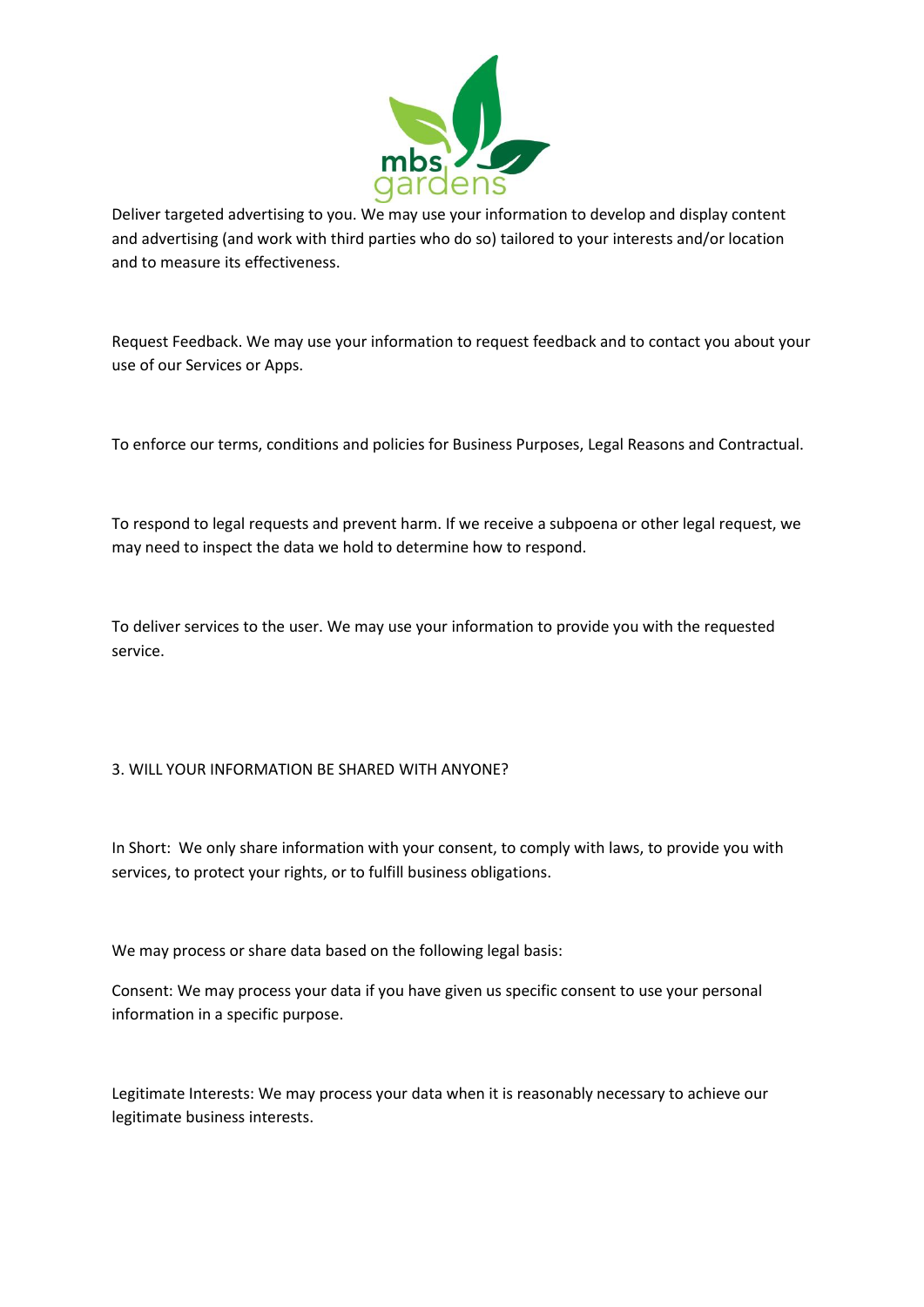Deliver targeted advertising to you. We may use your information to develop and display content and advertising (and work with third parties who do so) tailored to your interests and/or location and to measure its effectiveness.

Request Feedback. We may use your information to request feedback and to contact you about your use of our Services or Apps.

To enforce our terms, conditions and policies for Business Purposes, Legal Reasons and Contractual.

To respond to legal requests and prevent harm. If we receive a subpoena or other legal request, we may need to inspect the data we hold to determine how to respond.

To deliver services to the user. We may use your information to provide you with the requested service.

## 3. WILL YOUR INFORMATION BE SHARED WITH ANYONE?

In Short: We only share information with your consent, to comply with laws, to provide you with services, to protect your rights, or to fulfill business obligations.

We may process or share data based on the following legal basis:

Consent: We may process your data if you have given us specific consent to use your personal information in a specific purpose.

Legitimate Interests: We may process your data when it is reasonably necessary to achieve our legitimate business interests.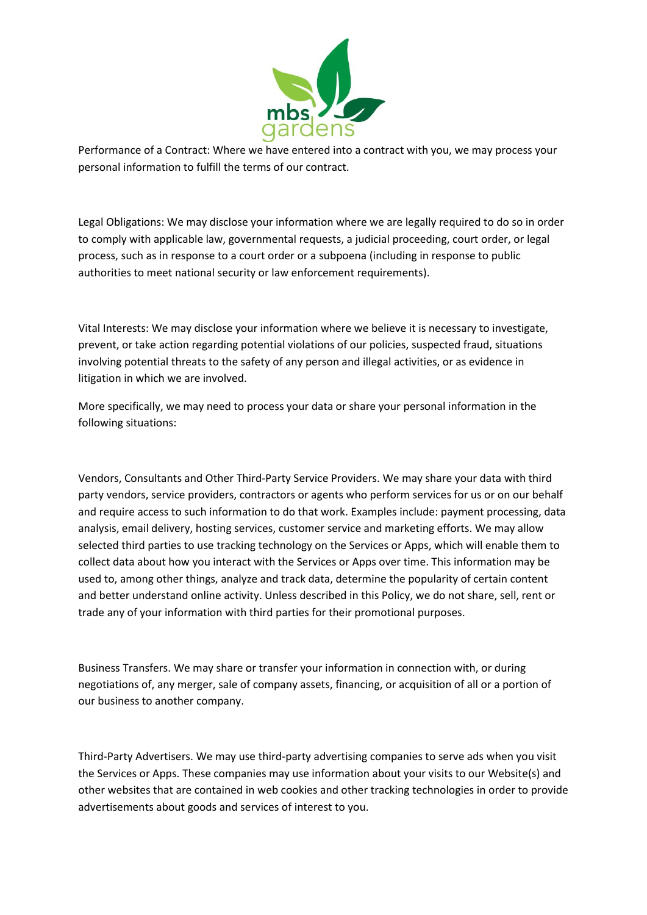Performance of a Contract: Where we have entered into a contract with you, we may process your personal information to fulfill the terms of our contract.

Legal Obligations: We may disclose your information where we are legally required to do so in order to comply with applicable law, governmental requests, a judicial proceeding, court order, or legal process, such as in response to a court order or a subpoena (including in response to public authorities to meet national security or law enforcement requirements).

Vital Interests: We may disclose your information where we believe it is necessary to investigate, prevent, or take action regarding potential violations of our policies, suspected fraud, situations involving potential threats to the safety of any person and illegal activities, or as evidence in litigation in which we are involved.

More specifically, we may need to process your data or share your personal information in the following situations:

Vendors, Consultants and Other Third-Party Service Providers. We may share your data with third party vendors, service providers, contractors or agents who perform services for us or on our behalf and require access to such information to do that work. Examples include: payment processing, data analysis, email delivery, hosting services, customer service and marketing efforts. We may allow selected third parties to use tracking technology on the Services or Apps, which will enable them to collect data about how you interact with the Services or Apps over time. This information may be used to, among other things, analyze and track data, determine the popularity of certain content and better understand online activity. Unless described in this Policy, we do not share, sell, rent or trade any of your information with third parties for their promotional purposes.

Business Transfers. We may share or transfer your information in connection with, or during negotiations of, any merger, sale of company assets, financing, or acquisition of all or a portion of our business to another company.

Third-Party Advertisers. We may use third-party advertising companies to serve ads when you visit the Services or Apps. These companies may use information about your visits to our Website(s) and other websites that are contained in web cookies and other tracking technologies in order to provide advertisements about goods and services of interest to you.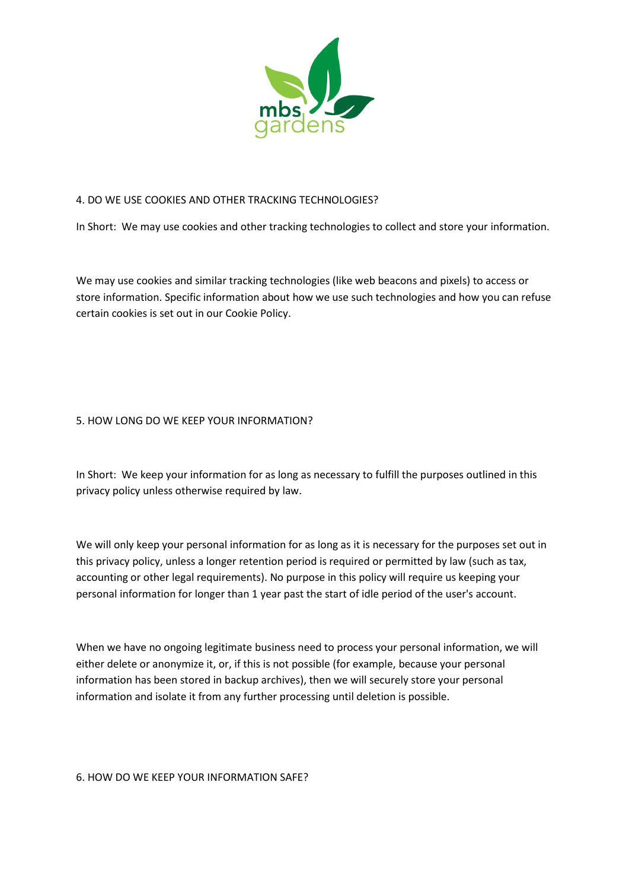## 4. DO WE USE COOKIES AND OTHER TRACKING TECHNOLOGIES?

In Short: We may use cookies and other tracking technologies to collect and store your information.

We may use cookies and similar tracking technologies (like web beacons and pixels) to access or store information. Specific information about how we use such technologies and how you can refuse certain cookies is set out in our Cookie Policy.

## 5. HOW LONG DO WE KEEP YOUR INFORMATION?

In Short: We keep your information for as long as necessary to fulfill the purposes outlined in this privacy policy unless otherwise required by law.

We will only keep your personal information for as long as it is necessary for the purposes set out in this privacy policy, unless a longer retention period is required or permitted by law (such as tax, accounting or other legal requirements). No purpose in this policy will require us keeping your personal information for longer than 1 year past the start of idle period of the user's account.

When we have no ongoing legitimate business need to process your personal information, we will either delete or anonymize it, or, if this is not possible (for example, because your personal information has been stored in backup archives), then we will securely store your personal information and isolate it from any further processing until deletion is possible.

## 6. HOW DO WE KEEP YOUR INFORMATION SAFE?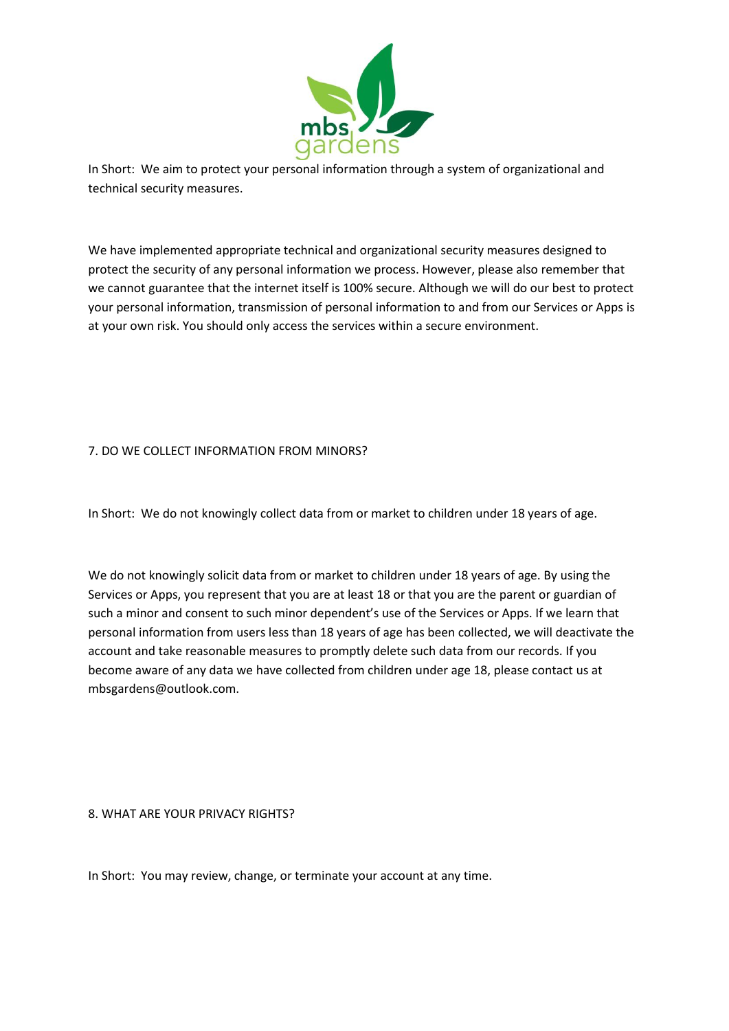In Short: We aim to protect your personal information through a system of organizational and technical security measures.

We have implemented appropriate technical and organizational security measures designed to protect the security of any personal information we process. However, please also remember that we cannot guarantee that the internet itself is 100% secure. Although we will do our best to protect your personal information, transmission of personal information to and from our Services or Apps is at your own risk. You should only access the services within a secure environment.

## 7. DO WE COLLECT INFORMATION FROM MINORS?

In Short: We do not knowingly collect data from or market to children under 18 years of age.

We do not knowingly solicit data from or market to children under 18 years of age. By using the Services or Apps, you represent that you are at least 18 or that you are the parent or guardian of such a minor and consent to such minor dependent's use of the Services or Apps. If we learn that personal information from users less than 18 years of age has been collected, we will deactivate the account and take reasonable measures to promptly delete such data from our records. If you become aware of any data we have collected from children under age 18, please contact us at mbsgardens@outlook.com.

## 8. WHAT ARE YOUR PRIVACY RIGHTS?

In Short: You may review, change, or terminate your account at any time.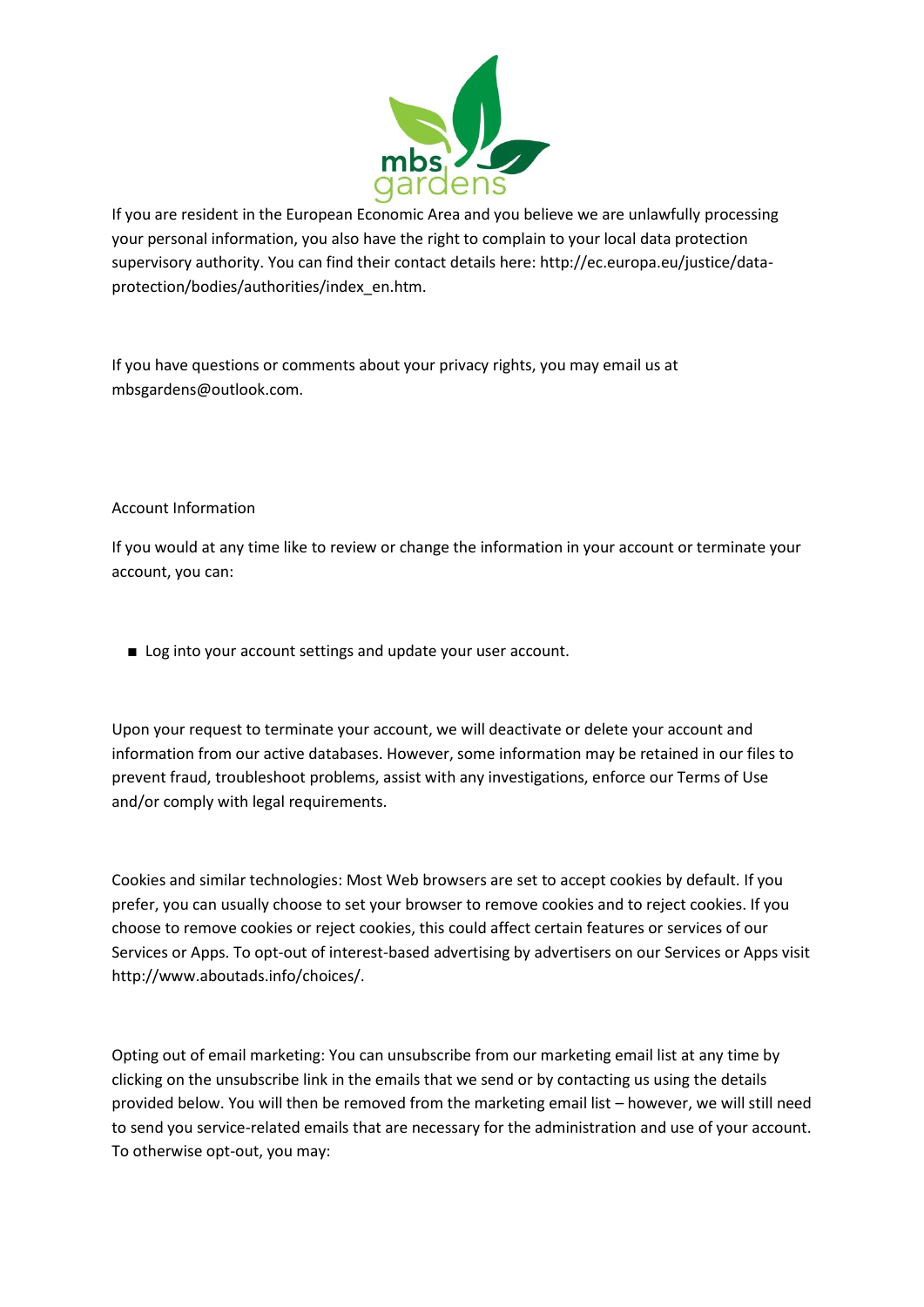If you are resident in the European Economic Area and you believe we are unlawfully processing your personal information, you also have the right to complain to your local data protection supervisory authority. You can find their contact details here: http://ec.europa.eu/justice/data-protection/bodies/authorities/index_en.htm.

If you have questions or comments about your privacy rights, you may email us at mbsgardens@outlook.com.

Account Information

If you would at any time like to review or change the information in your account or terminate your account, you can:

- Log into your account settings and update your user account.

Upon your request to terminate your account, we will deactivate or delete your account and information from our active databases. However, some information may be retained in our files to prevent fraud, troubleshoot problems, assist with any investigations, enforce our Terms of Use and/or comply with legal requirements.

Cookies and similar technologies: Most Web browsers are set to accept cookies by default. If you prefer, you can usually choose to set your browser to remove cookies and to reject cookies. If you choose to remove cookies or reject cookies, this could affect certain features or services of our Services or Apps. To opt-out of interest-based advertising by advertisers on our Services or Apps visit http://www.aboutads.info/choices/.

Opting out of email marketing: You can unsubscribe from our marketing email list at any time by clicking on the unsubscribe link in the emails that we send or by contacting us using the details provided below. You will then be removed from the marketing email list – however, we will still need to send you service-related emails that are necessary for the administration and use of your account. To otherwise opt-out, you may: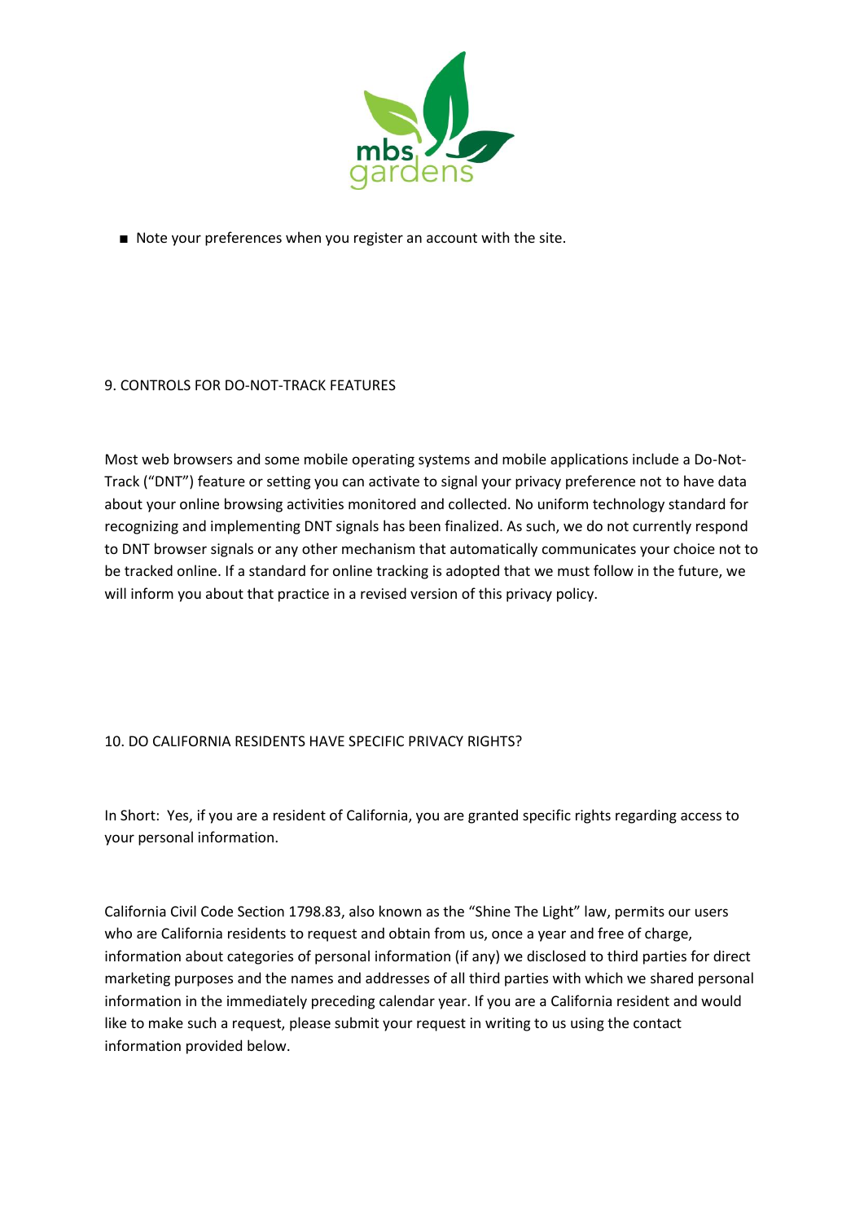- Note your preferences when you register an account with the site.

## 9. CONTROLS FOR DO-NOT-TRACK FEATURES

Most web browsers and some mobile operating systems and mobile applications include a Do-Not-Track ("DNT") feature or setting you can activate to signal your privacy preference not to have data about your online browsing activities monitored and collected. No uniform technology standard for recognizing and implementing DNT signals has been finalized. As such, we do not currently respond to DNT browser signals or any other mechanism that automatically communicates your choice not to be tracked online. If a standard for online tracking is adopted that we must follow in the future, we will inform you about that practice in a revised version of this privacy policy.

## 10. DO CALIFORNIA RESIDENTS HAVE SPECIFIC PRIVACY RIGHTS?

In Short: Yes, if you are a resident of California, you are granted specific rights regarding access to your personal information.

California Civil Code Section 1798.83, also known as the "Shine The Light" law, permits our users who are California residents to request and obtain from us, once a year and free of charge, information about categories of personal information (if any) we disclosed to third parties for direct marketing purposes and the names and addresses of all third parties with which we shared personal information in the immediately preceding calendar year. If you are a California resident and would like to make such a request, please submit your request in writing to us using the contact information provided below.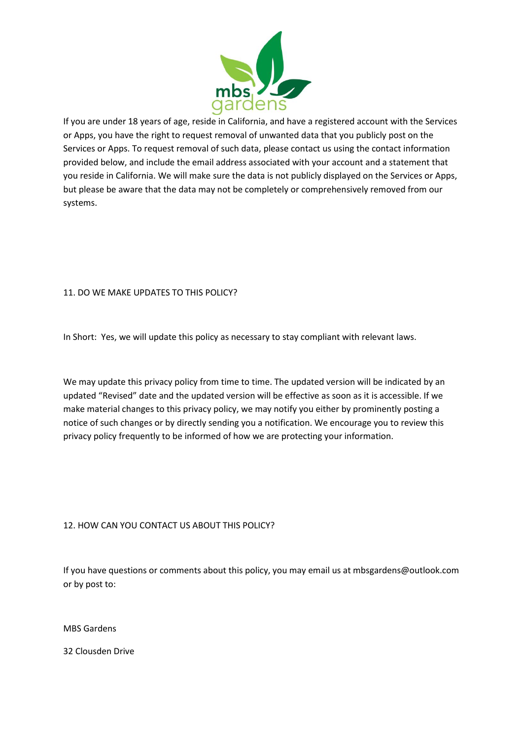If you are under 18 years of age, reside in California, and have a registered account with the Services or Apps, you have the right to request removal of unwanted data that you publicly post on the Services or Apps. To request removal of such data, please contact us using the contact information provided below, and include the email address associated with your account and a statement that you reside in California. We will make sure the data is not publicly displayed on the Services or Apps, but please be aware that the data may not be completely or comprehensively removed from our systems.

## 11. DO WE MAKE UPDATES TO THIS POLICY?

In Short: Yes, we will update this policy as necessary to stay compliant with relevant laws.

We may update this privacy policy from time to time. The updated version will be indicated by an updated "Revised" date and the updated version will be effective as soon as it is accessible. If we make material changes to this privacy policy, we may notify you either by prominently posting a notice of such changes or by directly sending you a notification. We encourage you to review this privacy policy frequently to be informed of how we are protecting your information.

## 12. HOW CAN YOU CONTACT US ABOUT THIS POLICY?

If you have questions or comments about this policy, you may email us at mbsgardens@outlook.com or by post to:

MBS Gardens

32 Clousden Drive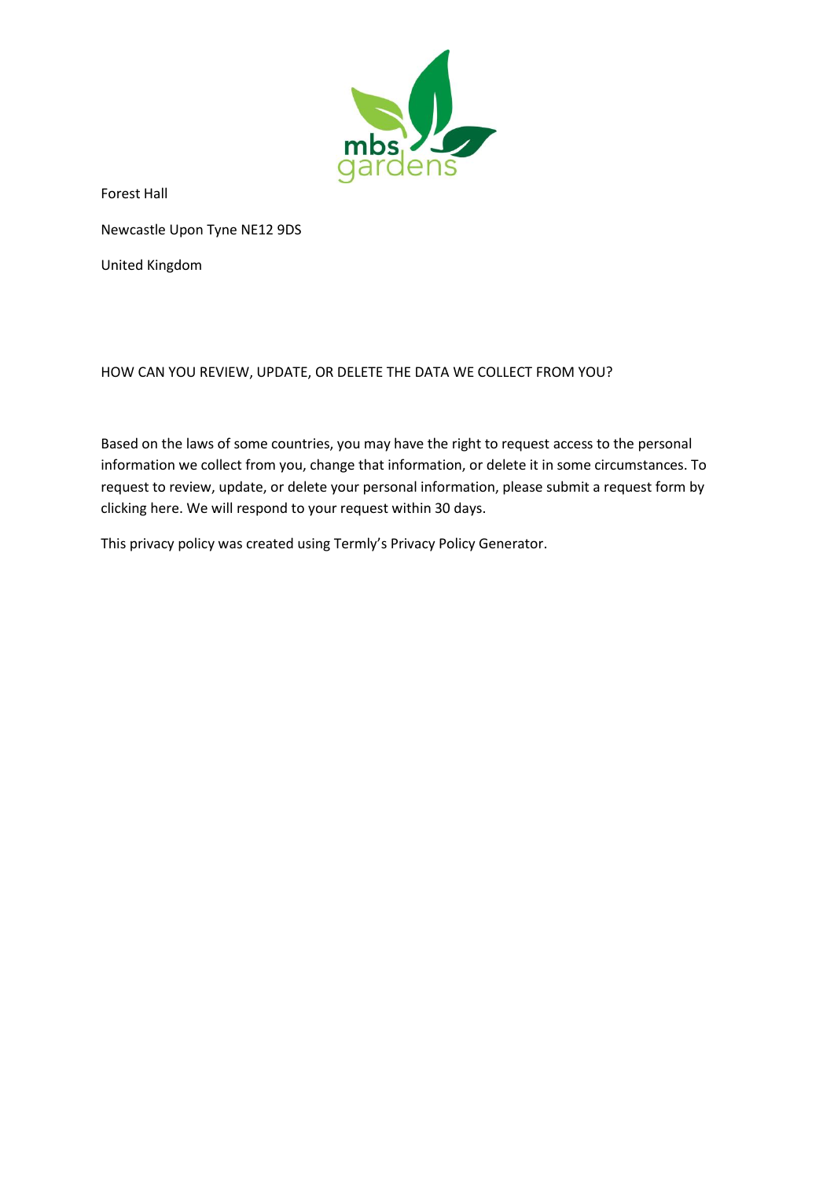Forest Hall

Newcastle Upon Tyne NE12 9DS

United Kingdom

## HOW CAN YOU REVIEW, UPDATE, OR DELETE THE DATA WE COLLECT FROM YOU?

Based on the laws of some countries, you may have the right to request access to the personal information we collect from you, change that information, or delete it in some circumstances. To request to review, update, or delete your personal information, please submit a request form by clicking here. We will respond to your request within 30 days.

This privacy policy was created using Termly's Privacy Policy Generator.